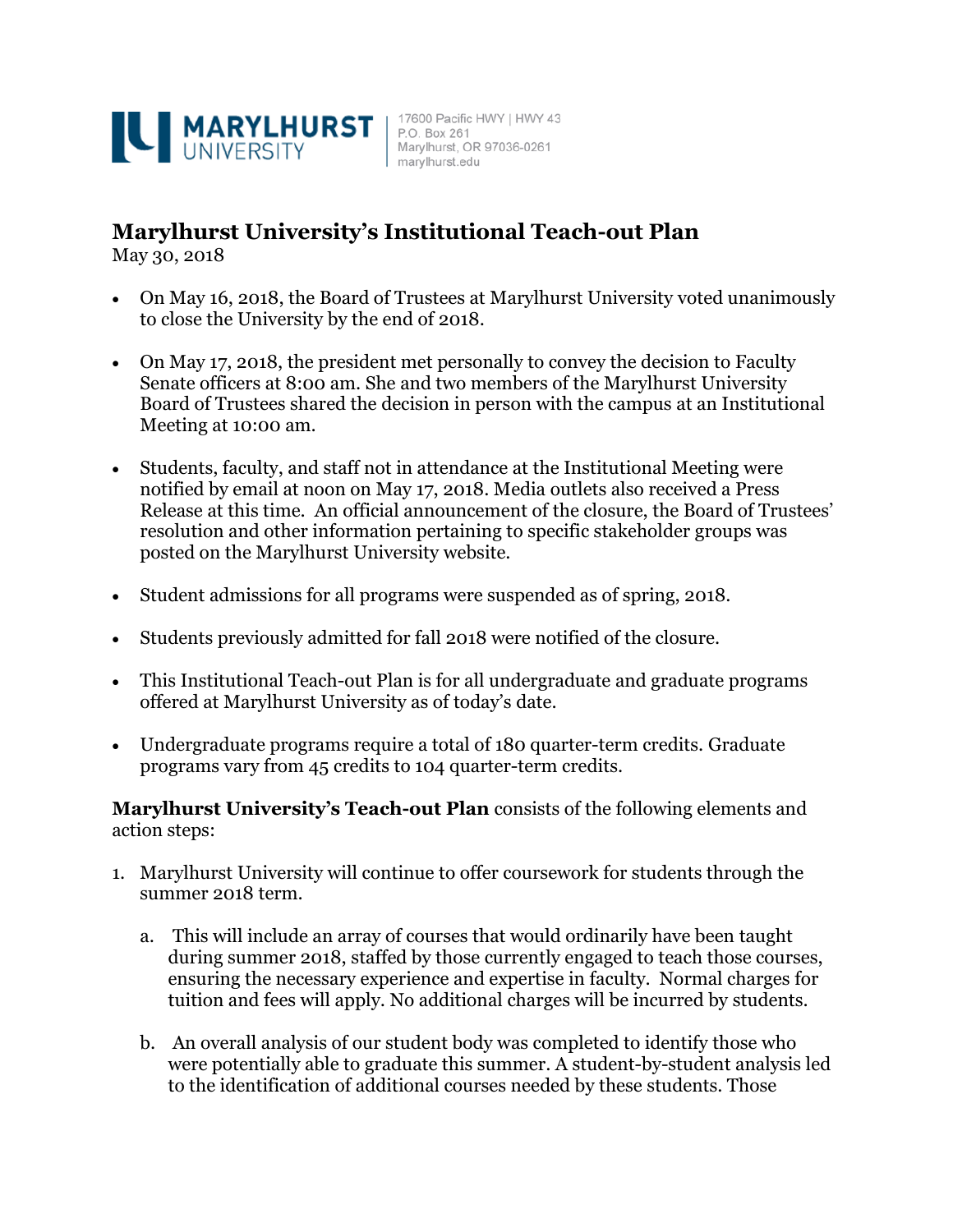MARYLHURST UNIVERSITY

17600 Pacific HWY | HWY 43
P.O. Box 261
Marylhurst, OR 97036-0261
marylhurst.edu

# Marylhurst University's Institutional Teach-out Plan

May 30, 2018

- On May 16, 2018, the Board of Trustees at Marylhurst University voted unanimously to close the University by the end of 2018.
- On May 17, 2018, the president met personally to convey the decision to Faculty Senate officers at 8:00 am. She and two members of the Marylhurst University Board of Trustees shared the decision in person with the campus at an Institutional Meeting at 10:00 am.
- Students, faculty, and staff not in attendance at the Institutional Meeting were notified by email at noon on May 17, 2018. Media outlets also received a Press Release at this time. An official announcement of the closure, the Board of Trustees' resolution and other information pertaining to specific stakeholder groups was posted on the Marylhurst University website.
- Student admissions for all programs were suspended as of spring, 2018.
- Students previously admitted for fall 2018 were notified of the closure.
- This Institutional Teach-out Plan is for all undergraduate and graduate programs offered at Marylhurst University as of today's date.
- Undergraduate programs require a total of 180 quarter-term credits. Graduate programs vary from 45 credits to 104 quarter-term credits.

**Marylhurst University's Teach-out Plan** consists of the following elements and action steps:

1. Marylhurst University will continue to offer coursework for students through the summer 2018 term.
   a. This will include an array of courses that would ordinarily have been taught during summer 2018, staffed by those currently engaged to teach those courses, ensuring the necessary experience and expertise in faculty. Normal charges for tuition and fees will apply. No additional charges will be incurred by students.
   b. An overall analysis of our student body was completed to identify those who were potentially able to graduate this summer. A student-by-student analysis led to the identification of additional courses needed by these students. Those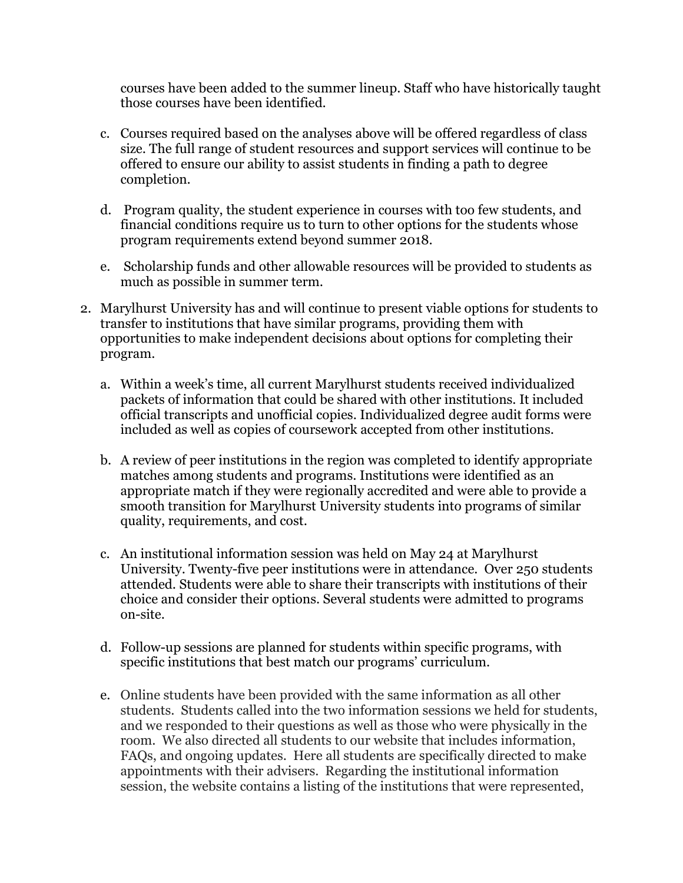courses have been added to the summer lineup. Staff who have historically taught those courses have been identified.

c. Courses required based on the analyses above will be offered regardless of class size. The full range of student resources and support services will continue to be offered to ensure our ability to assist students in finding a path to degree completion.

d. Program quality, the student experience in courses with too few students, and financial conditions require us to turn to other options for the students whose program requirements extend beyond summer 2018.

e. Scholarship funds and other allowable resources will be provided to students as much as possible in summer term.

2. Marylhurst University has and will continue to present viable options for students to transfer to institutions that have similar programs, providing them with opportunities to make independent decisions about options for completing their program.

   a. Within a week's time, all current Marylhurst students received individualized packets of information that could be shared with other institutions. It included official transcripts and unofficial copies. Individualized degree audit forms were included as well as copies of coursework accepted from other institutions.

   b. A review of peer institutions in the region was completed to identify appropriate matches among students and programs. Institutions were identified as an appropriate match if they were regionally accredited and were able to provide a smooth transition for Marylhurst University students into programs of similar quality, requirements, and cost.

   c. An institutional information session was held on May 24 at Marylhurst University. Twenty-five peer institutions were in attendance. Over 250 students attended. Students were able to share their transcripts with institutions of their choice and consider their options. Several students were admitted to programs on-site.

   d. Follow-up sessions are planned for students within specific programs, with specific institutions that best match our programs' curriculum.

   e. Online students have been provided with the same information as all other students. Students called into the two information sessions we held for students, and we responded to their questions as well as those who were physically in the room. We also directed all students to our website that includes information, FAQs, and ongoing updates. Here all students are specifically directed to make appointments with their advisers. Regarding the institutional information session, the website contains a listing of the institutions that were represented,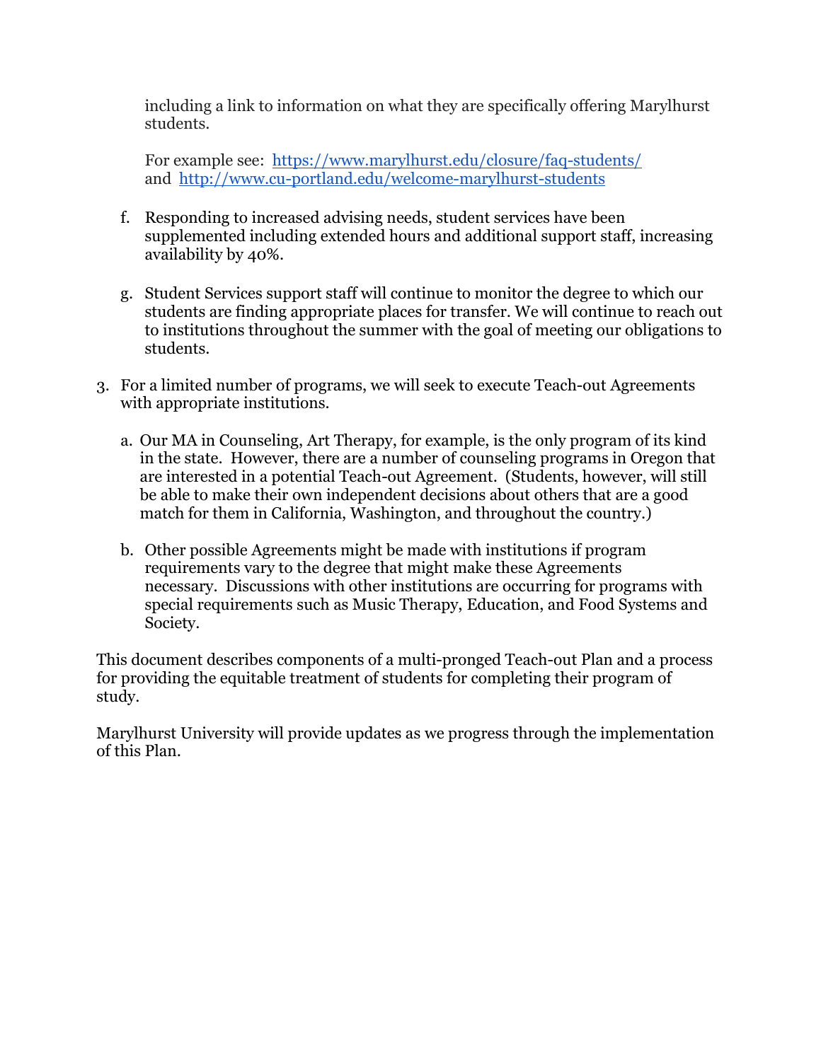including a link to information on what they are specifically offering Marylhurst students.

For example see: [https://www.marylhurst.edu/closure/faq-students/](https://www.marylhurst.edu/closure/faq-students/) and [http://www.cu-portland.edu/welcome-marylhurst-students](http://www.cu-portland.edu/welcome-marylhurst-students)

f. Responding to increased advising needs, student services have been supplemented including extended hours and additional support staff, increasing availability by 40%.

g. Student Services support staff will continue to monitor the degree to which our students are finding appropriate places for transfer. We will continue to reach out to institutions throughout the summer with the goal of meeting our obligations to students.

3. For a limited number of programs, we will seek to execute Teach-out Agreements with appropriate institutions.

   a. Our MA in Counseling, Art Therapy, for example, is the only program of its kind in the state. However, there are a number of counseling programs in Oregon that are interested in a potential Teach-out Agreement. (Students, however, will still be able to make their own independent decisions about others that are a good match for them in California, Washington, and throughout the country.)

   b. Other possible Agreements might be made with institutions if program requirements vary to the degree that might make these Agreements necessary. Discussions with other institutions are occurring for programs with special requirements such as Music Therapy, Education, and Food Systems and Society.

This document describes components of a multi-pronged Teach-out Plan and a process for providing the equitable treatment of students for completing their program of study.

Marylhurst University will provide updates as we progress through the implementation of this Plan.